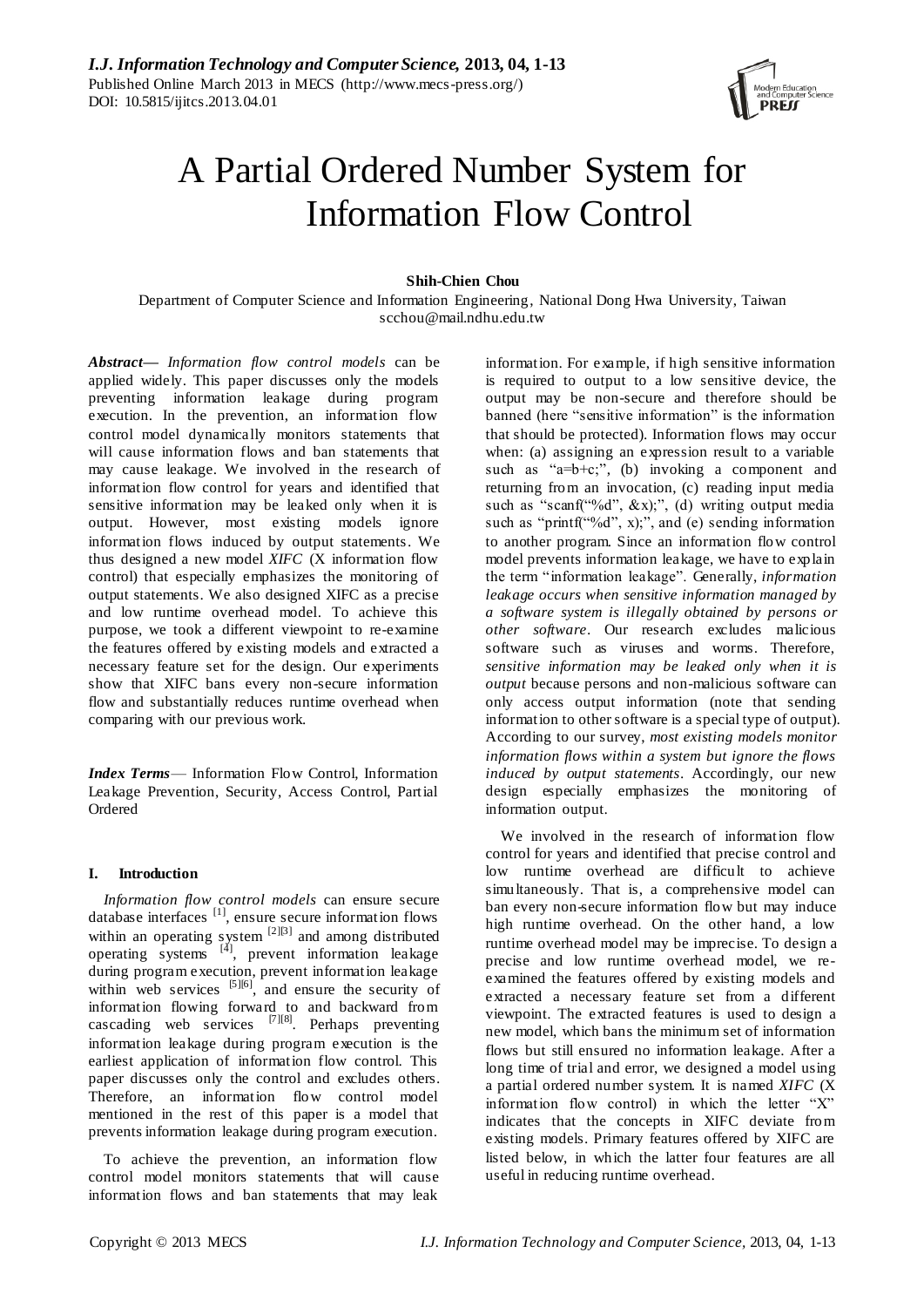# A Partial Ordered Number System for Information Flow Control

**Shih-Chien Chou**

Department of Computer Science and Information Engineering, National Dong Hwa University, Taiwan
scchou@mail.ndhu.edu.tw

***Abstract*****—** *Information flow control models* can be applied widely. This paper discusses only the models preventing information leakage during program execution. In the prevention, an information flow control model dynamically monitors statements that will cause information flows and ban statements that may cause leakage. We involved in the research of information flow control for years and identified that sensitive information may be leaked only when it is output. However, most existing models ignore information flows induced by output statements. We thus designed a new model *XIFC* (X information flow control) that especially emphasizes the monitoring of output statements. We also designed XIFC as a precise and low runtime overhead model. To achieve this purpose, we took a different viewpoint to re-examine the features offered by existing models and extracted a necessary feature set for the design. Our experiments show that XIFC bans every non-secure information flow and substantially reduces runtime overhead when comparing with our previous work.

***Index Terms*** — Information Flow Control, Information Leakage Prevention, Security, Access Control, Partial Ordered

## I. Introduction

*Information flow control models* can ensure secure database interfaces [1], ensure secure information flows within an operating system [2][3] and among distributed operating systems [4], prevent information leakage during program execution, prevent information leakage within web services [5][6], and ensure the security of information flowing forward to and backward from cascading web services [7][8]. Perhaps preventing information leakage during program execution is the earliest application of information flow control. This paper discusses only the control and excludes others. Therefore, an information flow control model mentioned in the rest of this paper is a model that prevents information leakage during program execution.

To achieve the prevention, an information flow control model monitors statements that will cause information flows and ban statements that may leak information. For example, if high sensitive information is required to output to a low sensitive device, the output may be non-secure and therefore should be banned (here "sensitive information" is the information that should be protected). Information flows may occur when: (a) assigning an expression result to a variable such as "a=b+c;", (b) invoking a component and returning from an invocation, (c) reading input media such as "scanf("%d", &x);", (d) writing output media such as "printf("%d", x);", and (e) sending information to another program. Since an information flow control model prevents information leakage, we have to explain the term "information leakage". Generally, *information leakage occurs when sensitive information managed by a software system is illegally obtained by persons or other software*. Our research excludes malicious software such as viruses and worms. Therefore, *sensitive information may be leaked only when it is output* because persons and non-malicious software can only access output information (note that sending information to other software is a special type of output). According to our survey, *most existing models monitor information flows within a system but ignore the flows induced by output statements*. Accordingly, our new design especially emphasizes the monitoring of information output.

We involved in the research of information flow control for years and identified that precise control and low runtime overhead are difficult to achieve simultaneously. That is, a comprehensive model can ban every non-secure information flow but may induce high runtime overhead. On the other hand, a low runtime overhead model may be imprecise. To design a precise and low runtime overhead model, we re-examined the features offered by existing models and extracted a necessary feature set from a different viewpoint. The extracted features is used to design a new model, which bans the minimum set of information flows but still ensured no information leakage. After a long time of trial and error, we designed a model using a partial ordered number system. It is named *XIFC* (X information flow control) in which the letter "X" indicates that the concepts in XIFC deviate from existing models. Primary features offered by XIFC are listed below, in which the latter four features are all useful in reducing runtime overhead.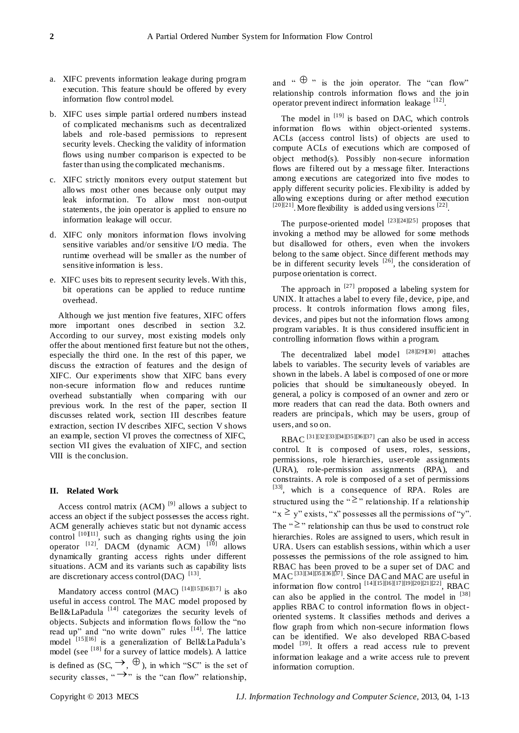a. XIFC prevents information leakage during program execution. This feature should be offered by every information flow control model.

b. XIFC uses simple partial ordered numbers instead of complicated mechanisms such as decentralized labels and role-based permissions to represent security levels. Checking the validity of information flows using number comparison is expected to be faster than using the complicated mechanisms.

c. XIFC strictly monitors every output statement but allows most other ones because only output may leak information. To allow most non-output statements, the join operator is applied to ensure no information leakage will occur.

d. XIFC only monitors information flows involving sensitive variables and/or sensitive I/O media. The runtime overhead will be smaller as the number of sensitive information is less.

e. XIFC uses bits to represent security levels. With this, bit operations can be applied to reduce runtime overhead.

Although we just mention five features, XIFC offers more important ones described in section 3.2. According to our survey, most existing models only offer the about mentioned first feature but not the others, especially the third one. In the rest of this paper, we discuss the extraction of features and the design of XIFC. Our experiments show that XIFC bans every non-secure information flow and reduces runtime overhead substantially when comparing with our previous work. In the rest of the paper, section II discusses related work, section III describes feature extraction, section IV describes XIFC, section V shows an example, section VI proves the correctness of XIFC, section VII gives the evaluation of XIFC, and section VIII is the conclusion.

## II. Related Work

Access control matrix (ACM) [9] allows a subject to access an object if the subject possesses the access right. ACM generally achieves static but not dynamic access control [10][11], such as changing rights using the join operator [12]. DACM (dynamic ACM) [10] allows dynamically granting access rights under different situations. ACM and its variants such as capability lists are discretionary access control (DAC) [13].

Mandatory access control (MAC) [14][15][16][17] is also useful in access control. The MAC model proposed by Bell&LaPadula [14] categorizes the security levels of objects. Subjects and information flows follow the "no read up" and "no write down" rules [14]. The lattice model [15][16] is a generalization of Bell&LaPadula's model (see [18] for a survey of lattice models). A lattice is defined as (SC, $\rightarrow$, $\oplus$), in which "SC" is the set of security classes, "$\rightarrow$" is the "can flow" relationship, and "$\oplus$" is the join operator. The "can flow" relationship controls information flows and the join operator prevent indirect information leakage [12].

The model in [19] is based on DAC, which controls information flows within object-oriented systems. ACLs (access control lists) of objects are used to compute ACLs of executions which are composed of object method(s). Possibly non-secure information flows are filtered out by a message filter. Interactions among executions are categorized into five modes to apply different security policies. Flexibility is added by allowing exceptions during or after method execution [20][21]. More flexibility is added using versions [22].

The purpose-oriented model [23][24][25] proposes that invoking a method may be allowed for some methods but disallowed for others, even when the invokers belong to the same object. Since different methods may be in different security levels [26], the consideration of purpose orientation is correct.

The approach in [27] proposed a labeling system for UNIX. It attaches a label to every file, device, pipe, and process. It controls information flows among files, devices, and pipes but not the information flows among program variables. It is thus considered insufficient in controlling information flows within a program.

The decentralized label model [28][29][30] attaches labels to variables. The security levels of variables are shown in the labels. A label is composed of one or more policies that should be simultaneously obeyed. In general, a policy is composed of an owner and zero or more readers that can read the data. Both owners and readers are principals, which may be users, group of users, and so on.

RBAC [31][32][33][34][35][36][37] can also be used in access control. It is composed of users, roles, sessions, permissions, role hierarchies, user-role assignments (URA), role-permission assignments (RPA), and constraints. A role is composed of a set of permissions [33], which is a consequence of RPA. Roles are structured using the "$\geq$" relationship. If a relationship "$x \geq y$" exists, "x" possesses all the permissions of "y". The "$\geq$" relationship can thus be used to construct role hierarchies. Roles are assigned to users, which result in URA. Users can establish sessions, within which a user possesses the permissions of the role assigned to him. RBAC has been proved to be a super set of DAC and MAC [33][34][35][36][37]. Since DAC and MAC are useful in information flow control [14][15][16][17][19][20][21][22], RBAC can also be applied in the control. The model in [38] applies RBAC to control information flows in object-oriented systems. It classifies methods and derives a flow graph from which non-secure information flows can be identified. We also developed RBAC-based model [39]. It offers a read access rule to prevent information leakage and a write access rule to prevent information corruption.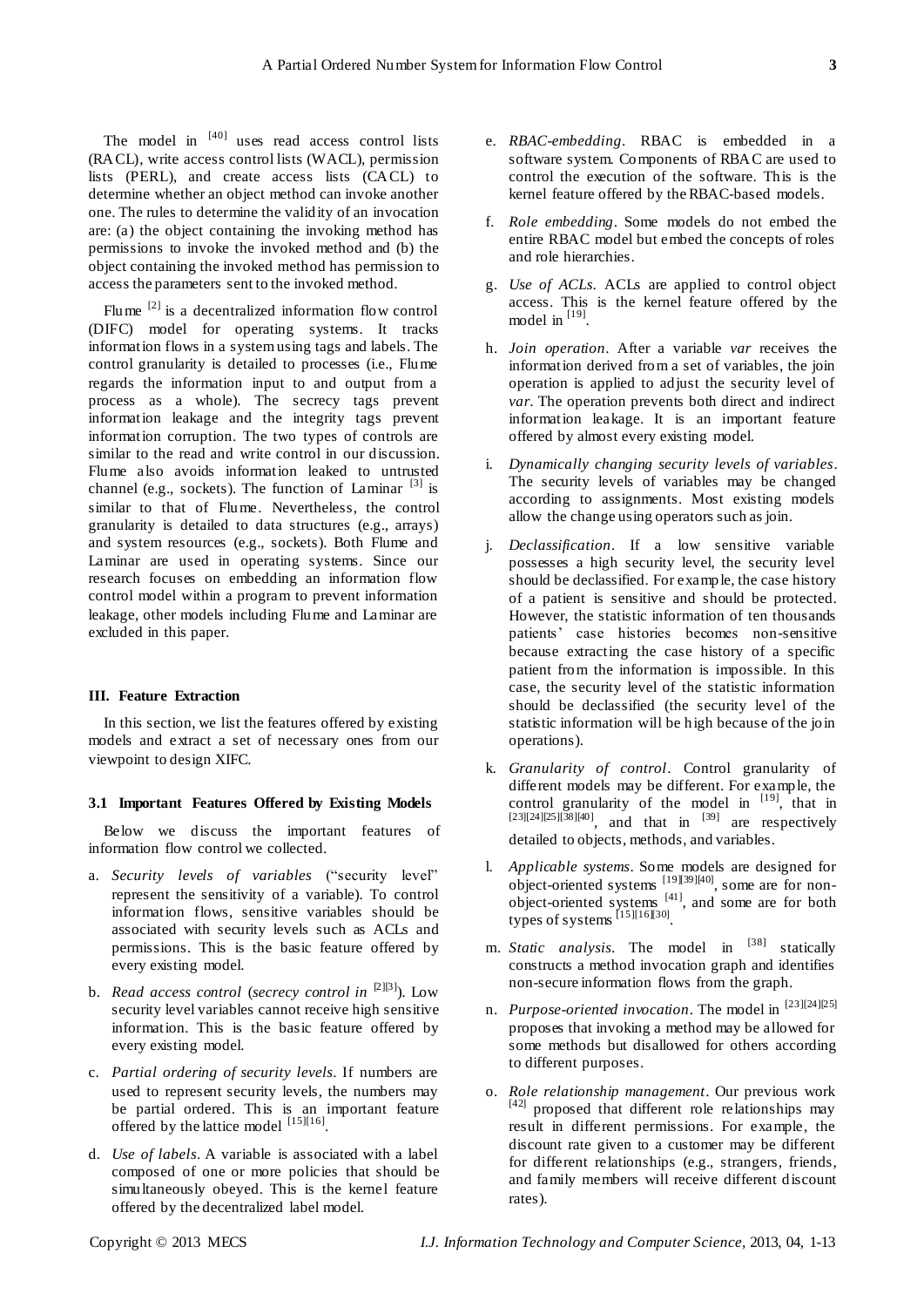The model in [40] uses read access control lists (RACL), write access control lists (WACL), permission lists (PERL), and create access lists (CACL) to determine whether an object method can invoke another one. The rules to determine the validity of an invocation are: (a) the object containing the invoking method has permissions to invoke the invoked method and (b) the object containing the invoked method has permission to access the parameters sent to the invoked method.

Flume [2] is a decentralized information flow control (DIFC) model for operating systems. It tracks information flows in a system using tags and labels. The control granularity is detailed to processes (i.e., Flume regards the information input to and output from a process as a whole). The secrecy tags prevent information leakage and the integrity tags prevent information corruption. The two types of controls are similar to the read and write control in our discussion. Flume also avoids information leaked to untrusted channel (e.g., sockets). The function of Laminar [3] is similar to that of Flume. Nevertheless, the control granularity is detailed to data structures (e.g., arrays) and system resources (e.g., sockets). Both Flume and Laminar are used in operating systems. Since our research focuses on embedding an information flow control model within a program to prevent information leakage, other models including Flume and Laminar are excluded in this paper.

## III. Feature Extraction

In this section, we list the features offered by existing models and extract a set of necessary ones from our viewpoint to design XIFC.

### 3.1 Important Features Offered by Existing Models

Below we discuss the important features of information flow control we collected.

a. *Security levels of variables* ("security level" represent the sensitivity of a variable). To control information flows, sensitive variables should be associated with security levels such as ACLs and permissions. This is the basic feature offered by every existing model.

b. *Read access control* (*secrecy control in* [2][3]). Low security level variables cannot receive high sensitive information. This is the basic feature offered by every existing model.

c. *Partial ordering of security levels*. If numbers are used to represent security levels, the numbers may be partial ordered. This is an important feature offered by the lattice model [15][16].

d. *Use of labels*. A variable is associated with a label composed of one or more policies that should be simultaneously obeyed. This is the kernel feature offered by the decentralized label model.

e. *RBAC-embedding*. RBAC is embedded in a software system. Components of RBAC are used to control the execution of the software. This is the kernel feature offered by the RBAC-based models.

f. *Role embedding*. Some models do not embed the entire RBAC model but embed the concepts of roles and role hierarchies.

g. *Use of ACLs*. ACLs are applied to control object access. This is the kernel feature offered by the model in [19].

h. *Join operation*. After a variable *var* receives the information derived from a set of variables, the join operation is applied to adjust the security level of *var*. The operation prevents both direct and indirect information leakage. It is an important feature offered by almost every existing model.

i. *Dynamically changing security levels of variables*. The security levels of variables may be changed according to assignments. Most existing models allow the change using operators such as join.

j. *Declassification*. If a low sensitive variable possesses a high security level, the security level should be declassified. For example, the case history of a patient is sensitive and should be protected. However, the statistic information of ten thousands patients' case histories becomes non-sensitive because extracting the case history of a specific patient from the information is impossible. In this case, the security level of the statistic information should be declassified (the security level of the statistic information will be high because of the join operations).

k. *Granularity of control*. Control granularity of different models may be different. For example, the control granularity of the model in [19], that in [23][24][25][38][40], and that in [39] are respectively detailed to objects, methods, and variables.

l. *Applicable systems*. Some models are designed for object-oriented systems [19][39][40], some are for non-object-oriented systems [41], and some are for both types of systems [15][16][30].

m. *Static analysis*. The model in [38] statically constructs a method invocation graph and identifies non-secure information flows from the graph.

n. *Purpose-oriented invocation*. The model in [23][24][25] proposes that invoking a method may be allowed for some methods but disallowed for others according to different purposes.

o. *Role relationship management*. Our previous work [42] proposed that different role relationships may result in different permissions. For example, the discount rate given to a customer may be different for different relationships (e.g., strangers, friends, and family members will receive different discount rates).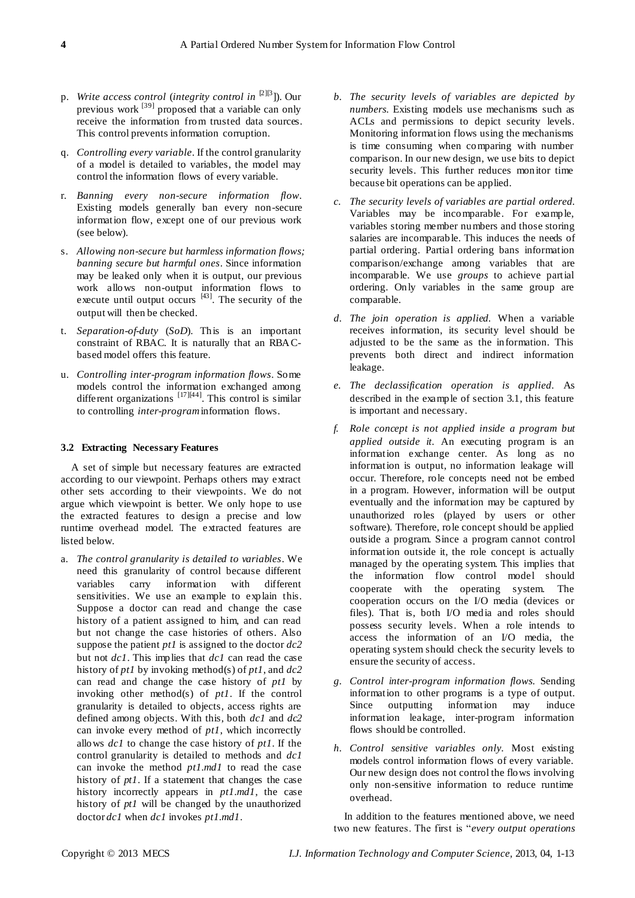p. *Write access control* (*integrity control in* [2][3]). Our previous work [39] proposed that a variable can only receive the information from trusted data sources. This control prevents information corruption.

q. *Controlling every variable*. If the control granularity of a model is detailed to variables, the model may control the information flows of every variable.

r. *Banning every non-secure information flow*. Existing models generally ban every non-secure information flow, except one of our previous work (see below).

s. *Allowing non-secure but harmless information flows; banning secure but harmful ones*. Since information may be leaked only when it is output, our previous work allows non-output information flows to execute until output occurs [43]. The security of the output will then be checked.

t. *Separation-of-duty* (*SoD*). This is an important constraint of RBAC. It is naturally that an RBAC-based model offers this feature.

u. *Controlling inter-program information flows*. Some models control the information exchanged among different organizations [17][44]. This control is similar to controlling *inter-program* information flows.

### 3.2 Extracting Necessary Features

A set of simple but necessary features are extracted according to our viewpoint. Perhaps others may extract other sets according to their viewpoints. We do not argue which viewpoint is better. We only hope to use the extracted features to design a precise and low runtime overhead model. The extracted features are listed below.

a. *The control granularity is detailed to variables*. We need this granularity of control because different variables carry information with different sensitivities. We use an example to explain this. Suppose a doctor can read and change the case history of a patient assigned to him, and can read but not change the case histories of others. Also suppose the patient *pt1* is assigned to the doctor *dc2* but not *dc1*. This implies that *dc1* can read the case history of *pt1* by invoking method(s) of *pt1*, and *dc2* can read and change the case history of *pt1* by invoking other method(s) of *pt1*. If the control granularity is detailed to objects, access rights are defined among objects. With this, both *dc1* and *dc2* can invoke every method of *pt1*, which incorrectly allows *dc1* to change the case history of *pt1*. If the control granularity is detailed to methods and *dc1* can invoke the method *pt1.md1* to read the case history of *pt1*. If a statement that changes the case history incorrectly appears in *pt1.md1*, the case history of *pt1* will be changed by the unauthorized doctor *dc1* when *dc1* invokes *pt1.md1*.

b. *The security levels of variables are depicted by numbers*. Existing models use mechanisms such as ACLs and permissions to depict security levels. Monitoring information flows using the mechanisms is time consuming when comparing with number comparison. In our new design, we use bits to depict security levels. This further reduces monitor time because bit operations can be applied.

c. *The security levels of variables are partial ordered*. Variables may be incomparable. For example, variables storing member numbers and those storing salaries are incomparable. This induces the needs of partial ordering. Partial ordering bans information comparison/exchange among variables that are incomparable. We use *groups* to achieve partial ordering. Only variables in the same group are comparable.

d. *The join operation is applied*. When a variable receives information, its security level should be adjusted to be the same as the information. This prevents both direct and indirect information leakage.

e. *The declassification operation is applied*. As described in the example of section 3.1, this feature is important and necessary.

f. *Role concept is not applied inside a program but applied outside it*. An executing program is an information exchange center. As long as no information is output, no information leakage will occur. Therefore, role concepts need not be embed in a program. However, information will be output eventually and the information may be captured by unauthorized roles (played by users or other software). Therefore, role concept should be applied outside a program. Since a program cannot control information outside it, the role concept is actually managed by the operating system. This implies that the information flow control model should cooperate with the operating system. The cooperation occurs on the I/O media (devices or files). That is, both I/O media and roles should possess security levels. When a role intends to access the information of an I/O media, the operating system should check the security levels to ensure the security of access.

g. *Control inter-program information flows*. Sending information to other programs is a type of output. Since outputting information may induce information leakage, inter-program information flows should be controlled.

h. *Control sensitive variables only*. Most existing models control information flows of every variable. Our new design does not control the flows involving only non-sensitive information to reduce runtime overhead.

In addition to the features mentioned above, we need two new features. The first is "*every output operations*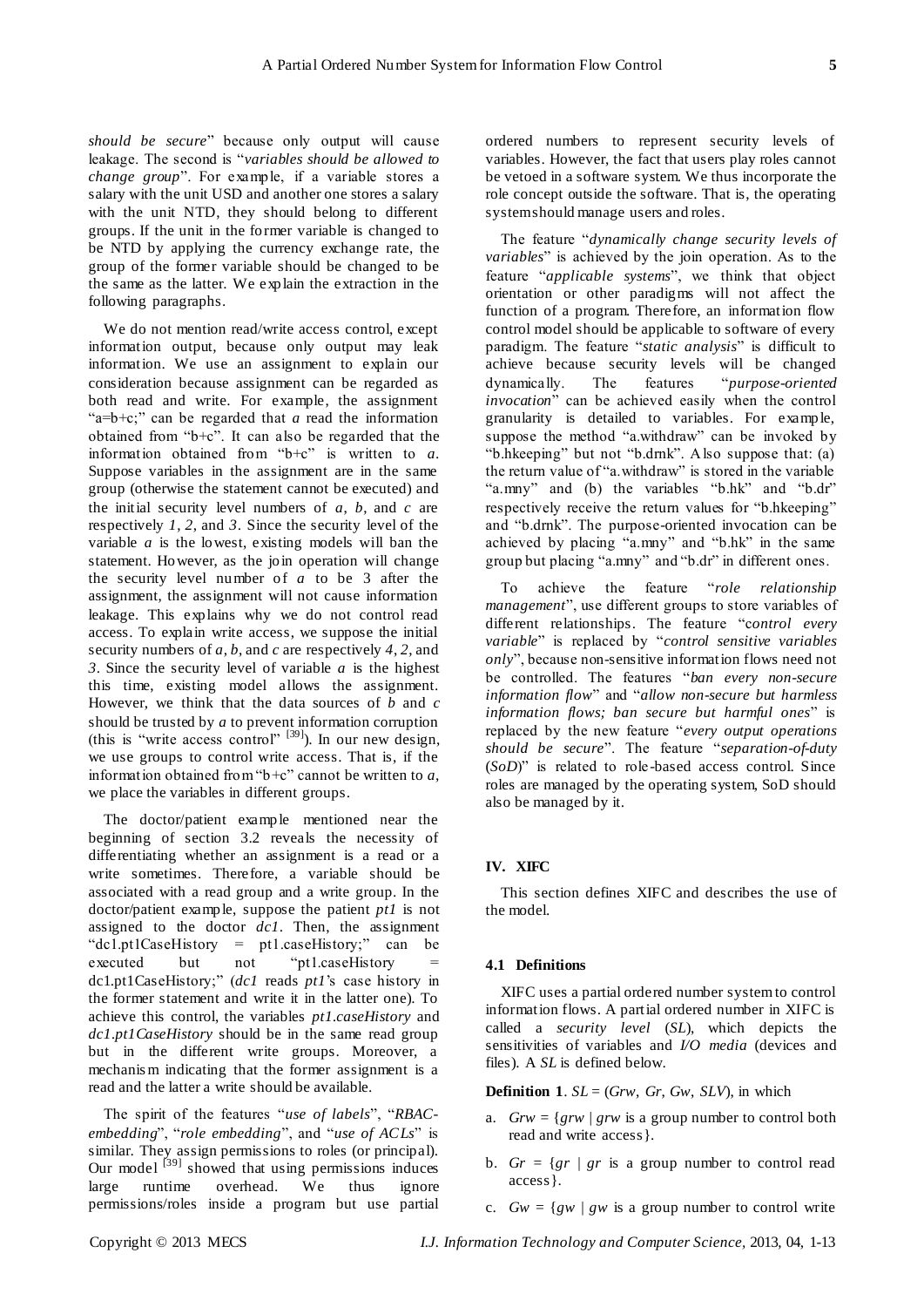*should be secure*" because only output will cause leakage. The second is "*variables should be allowed to change group*". For example, if a variable stores a salary with the unit USD and another one stores a salary with the unit NTD, they should belong to different groups. If the unit in the former variable is changed to be NTD by applying the currency exchange rate, the group of the former variable should be changed to be the same as the latter. We explain the extraction in the following paragraphs.

We do not mention read/write access control, except information output, because only output may leak information. We use an assignment to explain our consideration because assignment can be regarded as both read and write. For example, the assignment "a=b+c;" can be regarded that *a* read the information obtained from "b+c". It can also be regarded that the information obtained from "b+c" is written to *a*. Suppose variables in the assignment are in the same group (otherwise the statement cannot be executed) and the initial security level numbers of *a*, *b*, and *c* are respectively *1*, *2*, and *3*. Since the security level of the variable *a* is the lowest, existing models will ban the statement. However, as the join operation will change the security level number of *a* to be 3 after the assignment, the assignment will not cause information leakage. This explains why we do not control read access. To explain write access, we suppose the initial security numbers of *a*, *b*, and *c* are respectively *4*, *2*, and *3*. Since the security level of variable *a* is the highest this time, existing model allows the assignment. However, we think that the data sources of *b* and *c* should be trusted by *a* to prevent information corruption (this is "write access control" [39]). In our new design, we use groups to control write access. That is, if the information obtained from "b+c" cannot be written to *a*, we place the variables in different groups.

The doctor/patient example mentioned near the beginning of section 3.2 reveals the necessity of differentiating whether an assignment is a read or a write sometimes. Therefore, a variable should be associated with a read group and a write group. In the doctor/patient example, suppose the patient *pt1* is not assigned to the doctor *dc1*. Then, the assignment "dc1.pt1CaseHistory = pt1.caseHistory;" can be executed but not "pt1.caseHistory = dc1.pt1CaseHistory;" (*dc1* reads *pt1*'s case history in the former statement and write it in the latter one). To achieve this control, the variables *pt1.caseHistory* and *dc1.pt1CaseHistory* should be in the same read group but in the different write groups. Moreover, a mechanism indicating that the former assignment is a read and the latter a write should be available.

The spirit of the features "*use of labels*", "*RBAC-embedding*", "*role embedding*", and "*use of ACLs*" is similar. They assign permissions to roles (or principal). Our model [39] showed that using permissions induces large runtime overhead. We thus ignore permissions/roles inside a program but use partial ordered numbers to represent security levels of variables. However, the fact that users play roles cannot be vetoed in a software system. We thus incorporate the role concept outside the software. That is, the operating system should manage users and roles.

The feature "*dynamically change security levels of variables*" is achieved by the join operation. As to the feature "*applicable systems*", we think that object orientation or other paradigms will not affect the function of a program. Therefore, an information flow control model should be applicable to software of every paradigm. The feature "*static analysis*" is difficult to achieve because security levels will be changed dynamically. The features "*purpose-oriented invocation*" can be achieved easily when the control granularity is detailed to variables. For example, suppose the method "a.withdraw" can be invoked by "b.hkeeping" but not "b.drnk". Also suppose that: (a) the return value of "a.withdraw" is stored in the variable "a.mny" and (b) the variables "b.hk" and "b.dr" respectively receive the return values for "b.hkeeping" and "b.drnk". The purpose-oriented invocation can be achieved by placing "a.mny" and "b.hk" in the same group but placing "a.mny" and "b.dr" in different ones.

To achieve the feature "*role relationship management*", use different groups to store variables of different relationships. The feature "*control every variable*" is replaced by "*control sensitive variables only*", because non-sensitive information flows need not be controlled. The features "*ban every non-secure information flow*" and "*allow non-secure but harmless information flows; ban secure but harmful ones*" is replaced by the new feature "*every output operations should be secure*". The feature "*separation-of-duty* (*SoD*)" is related to role-based access control. Since roles are managed by the operating system, SoD should also be managed by it.

## IV. XIFC

This section defines XIFC and describes the use of the model.

### 4.1 Definitions

XIFC uses a partial ordered number system to control information flows. A partial ordered number in XIFC is called a *security level* (*SL*), which depicts the sensitivities of variables and *I/O media* (devices and files). A *SL* is defined below.

**Definition 1**. $SL = (Grw, Gr, Gw, SLV)$, in which

a. $Grw = \{grw \mid grw$ is a group number to control both read and write access$\}$.

b. $Gr = \{gr \mid gr$ is a group number to control read access$\}$.

c. $Gw = \{gw \mid gw$ is a group number to control write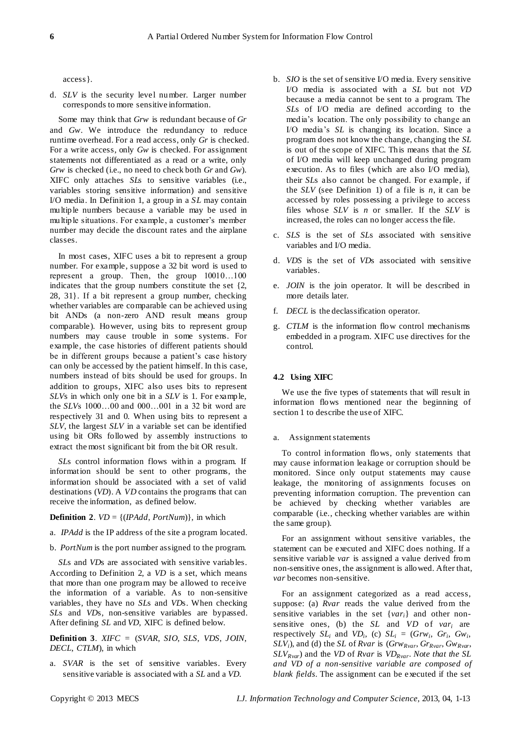access}.

d. *SLV* is the security level number. Larger number corresponds to more sensitive information.

Some may think that *Grw* is redundant because of *Gr* and *Gw*. We introduce the redundancy to reduce runtime overhead. For a read access, only *Gr* is checked. For a write access, only *Gw* is checked. For assignment statements not differentiated as a read or a write, only *Grw* is checked (i.e., no need to check both *Gr* and *Gw*). XIFC only attaches *SL*s to sensitive variables (i.e., variables storing sensitive information) and sensitive I/O media. In Definition 1, a group in a *SL* may contain multiple numbers because a variable may be used in multiple situations. For example, a customer's member number may decide the discount rates and the airplane classes.

In most cases, XIFC uses a bit to represent a group number. For example, suppose a 32 bit word is used to represent a group. Then, the group 10010…100 indicates that the group numbers constitute the set {2, 28, 31}. If a bit represent a group number, checking whether variables are comparable can be achieved using bit ANDs (a non-zero AND result means group comparable). However, using bits to represent group numbers may cause trouble in some systems. For example, the case histories of different patients should be in different groups because a patient's case history can only be accessed by the patient himself. In this case, numbers instead of bits should be used for groups. In addition to groups, XIFC also uses bits to represent *SLV*s in which only one bit in a *SLV* is 1. For example, the *SLV*s 1000…00 and 000…001 in a 32 bit word are respectively 31 and 0. When using bits to represent a *SLV*, the largest *SLV* in a variable set can be identified using bit ORs followed by assembly instructions to extract the most significant bit from the bit OR result.

*SL*s control information flows within a program. If information should be sent to other programs, the information should be associated with a set of valid destinations (*VD*). A *VD* contains the programs that can receive the information, as defined below.

**Definition 2**. *VD* = {(*IPAdd*, *PortNum*)}, in which

a. *IPAdd* is the IP address of the site a program located.

b. *PortNum* is the port number assigned to the program.

*SL*s and *VD*s are associated with sensitive variables. According to Definition 2, a *VD* is a set, which means that more than one program may be allowed to receive the information of a variable. As to non-sensitive variables, they have no *SL*s and *VD*s. When checking *SL*s and *VD*s, non-sensitive variables are bypassed. After defining *SL* and *VD*, XIFC is defined below.

**Definition 3**. *XIFC* = (*SVAR*, *SIO*, *SLS*, *VDS*, *JOIN*, *DECL*, *CTLM*), in which

a. *SVAR* is the set of sensitive variables. Every sensitive variable is associated with a *SL* and a *VD*.

b. *SIO* is the set of sensitive I/O media. Every sensitive I/O media is associated with a *SL* but not *VD* because a media cannot be sent to a program. The *SL*s of I/O media are defined according to the media's location. The only possibility to change an I/O media's *SL* is changing its location. Since a program does not know the change, changing the *SL* is out of the scope of XIFC. This means that the *SL* of I/O media will keep unchanged during program execution. As to files (which are also I/O media), their *SL*s also cannot be changed. For example, if the *SLV* (see Definition 1) of a file is *n*, it can be accessed by roles possessing a privilege to access files whose *SLV* is *n* or smaller. If the *SLV* is increased, the roles can no longer access the file.

c. *SLS* is the set of *SL*s associated with sensitive variables and I/O media.

d. *VDS* is the set of *VD*s associated with sensitive variables.

e. *JOIN* is the join operator. It will be described in more details later.

f. *DECL* is the declassification operator.

g. *CTLM* is the information flow control mechanisms embedded in a program. XIFC use directives for the control.

### 4.2 Using XIFC

We use the five types of statements that will result in information flows mentioned near the beginning of section 1 to describe the use of XIFC.

a. Assignment statements

To control information flows, only statements that may cause information leakage or corruption should be monitored. Since only output statements may cause leakage, the monitoring of assignments focuses on preventing information corruption. The prevention can be achieved by checking whether variables are comparable (i.e., checking whether variables are within the same group).

For an assignment without sensitive variables, the statement can be executed and XIFC does nothing. If a sensitive variable *var* is assigned a value derived from non-sensitive ones, the assignment is allowed. After that, *var* becomes non-sensitive.

For an assignment categorized as a read access, suppose: (a) *Rvar* reads the value derived from the sensitive variables in the set $\{var_i\}$ and other non-sensitive ones, (b) the *SL* and *VD* of $var_i$ are respectively $SL_i$ and $VD_i$, (c) $SL_i = (Grw_i, Gr_i, Gw_i, SLV_i)$, and (d) the *SL* of *Rvar* is $(Grw_{Rvar}, Gr_{Rvar}, Gw_{Rvar}, SLV_{Rvar})$ and the *VD* of *Rvar* is $VD_{Rvar}$. *Note that the SL and VD of a non-sensitive variable are composed of blank fields.* The assignment can be executed if the set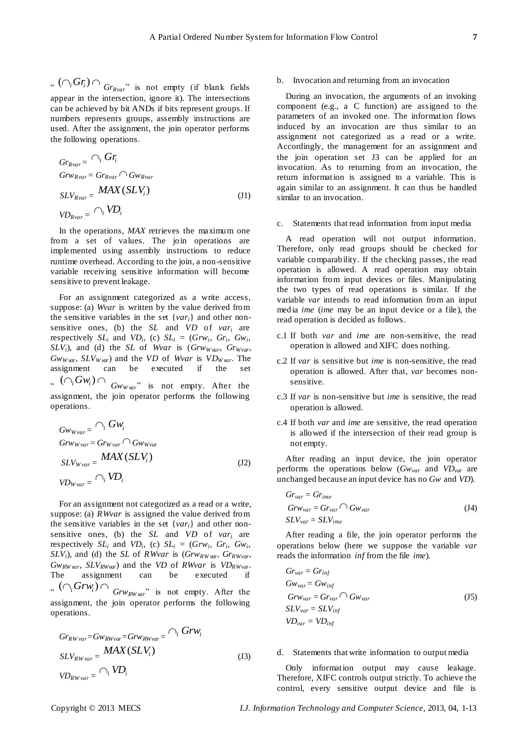"$(\cap_i Gr_i) \cap Gr_{Rvar}$" is not empty (if blank fields appear in the intersection, ignore it). The intersections can be achieved by bit ANDs if bits represent groups. If numbers represents groups, assembly instructions are used. After the assignment, the join operator performs the following operations.

$$
\begin{aligned}
&Gr_{Rvar} = \cap_i Gr_i \\
&Grw_{Rvar} = Gr_{Rvar} \cap Gw_{Rvar} \\
&SLV_{Rvar} = MAX(SLV_i) \\
&VD_{Rvar} = \cap_i VD_i
\end{aligned}
\tag{J1}
$$

In the operations, *MAX* retrieves the maximum one from a set of values. The join operations are implemented using assembly instructions to reduce runtime overhead. According to the join, a non-sensitive variable receiving sensitive information will become sensitive to prevent leakage.

For an assignment categorized as a write access, suppose: (a) *Wvar* is written by the value derived from the sensitive variables in the set $\{var_i\}$ and other non-sensitive ones, (b) the *SL* and *VD* of $var_i$ are respectively $SL_i$ and $VD_i$, (c) $SL_i = (Grw_i, Gr_i, Gw_i, SLV_i)$, and (d) the *SL* of *Wvar* is $(Grw_{Wvar}, Gr_{Wvar}, Gw_{Wvar}, SLV_{Wvar})$ and the *VD* of *Wvar* is $VD_{Wvar}$. The assignment can be executed if the set "$(\cap_i Gw_i) \cap Gw_{Wvar}$" is not empty. After the assignment, the join operator performs the following operations.

$$
\begin{aligned}
&Gw_{Wvar} = \cap_i Gw_i \\
&Grw_{Wvar} = Gr_{Wvar} \cap Gw_{Wvar} \\
&SLV_{Wvar} = MAX(SLV_i) \\
&VD_{Wvar} = \cap_i VD_i
\end{aligned}
\tag{J2}
$$

For an assignment not categorized as a read or a write, suppose: (a) *RWvar* is assigned the value derived from the sensitive variables in the set $\{var_i\}$ and other non-sensitive ones, (b) the *SL* and *VD* of $var_i$ are respectively $SL_i$ and $VD_i$, (c) $SL_i = (Grw_i, Gr_i, Gw_i, SLV_i)$, and (d) the *SL* of *RWvar* is $(Grw_{RWvar}, Gr_{RWvar}, Gw_{RWvar}, SLV_{RWvar})$ and the *VD* of *RWvar* is $VD_{RWvar}$. The assignment can be executed if "$(\cap_i Grw_i) \cap Grw_{RWvar}$" is not empty. After the assignment, the join operator performs the following operations.

$$
\begin{aligned}
&Gr_{RWvar} = Gw_{RWvar} = Grw_{RWvar} = \cap_i Grw_i \\
&SLV_{RWvar} = MAX(SLV_i) \\
&VD_{RWvar} = \cap_i VD_i
\end{aligned}
\tag{J3}
$$

b. Invocation and returning from an invocation

During an invocation, the arguments of an invoking component (e.g., a C function) are assigned to the parameters of an invoked one. The information flows induced by an invocation are thus similar to an assignment not categorized as a read or a write. Accordingly, the management for an assignment and the join operation set J3 can be applied for an invocation. As to returning from an invocation, the return information is assigned to a variable. This is again similar to an assignment. It can thus be handled similar to an invocation.

c. Statements that read information from input media

A read operation will not output information. Therefore, only read groups should be checked for variable comparability. If the checking passes, the read operation is allowed. A read operation may obtain information from input devices or files. Manipulating the two types of read operations is similar. If the variable *var* intends to read information from an input media *ime* (*ime* may be an input device or a file), the read operation is decided as follows.

c.1 If both *var* and *ime* are non-sensitive, the read operation is allowed and XIFC does nothing.

c.2 If *var* is sensitive but *ime* is non-sensitive, the read operation is allowed. After that, *var* becomes non-sensitive.

c.3 If *var* is non-sensitive but *ime* is sensitive, the read operation is allowed.

c.4 If both *var* and *ime* are sensitive, the read operation is allowed if the intersection of their read group is not empty.

After reading an input device, the join operator performs the operations below ($Gw_{var}$ and $VD_{var}$ are unchanged because an input device has no *Gw* and *VD*).

$$
\begin{aligned}
&Gr_{var} = Gr_{ime} \\
&Grw_{var} = Gr_{var} \cap Gw_{var} \\
&SLV_{var} = SLV_{ime}
\end{aligned}
\tag{J4}
$$

After reading a file, the join operator performs the operations below (here we suppose the variable *var* reads the information *inf* from the file *ime*).

$$
\begin{aligned}
&Gr_{var} = Gr_{inf} \\
&Gw_{var} = Gw_{inf} \\
&Grw_{var} = Gr_{var} \cap Gw_{var} \\
&SLV_{var} = SLV_{inf} \\
&VD_{var} = VD_{inf}
\end{aligned}
\tag{J5}
$$

d. Statements that write information to output media

Only information output may cause leakage. Therefore, XIFC controls output strictly. To achieve the control, every sensitive output device and file is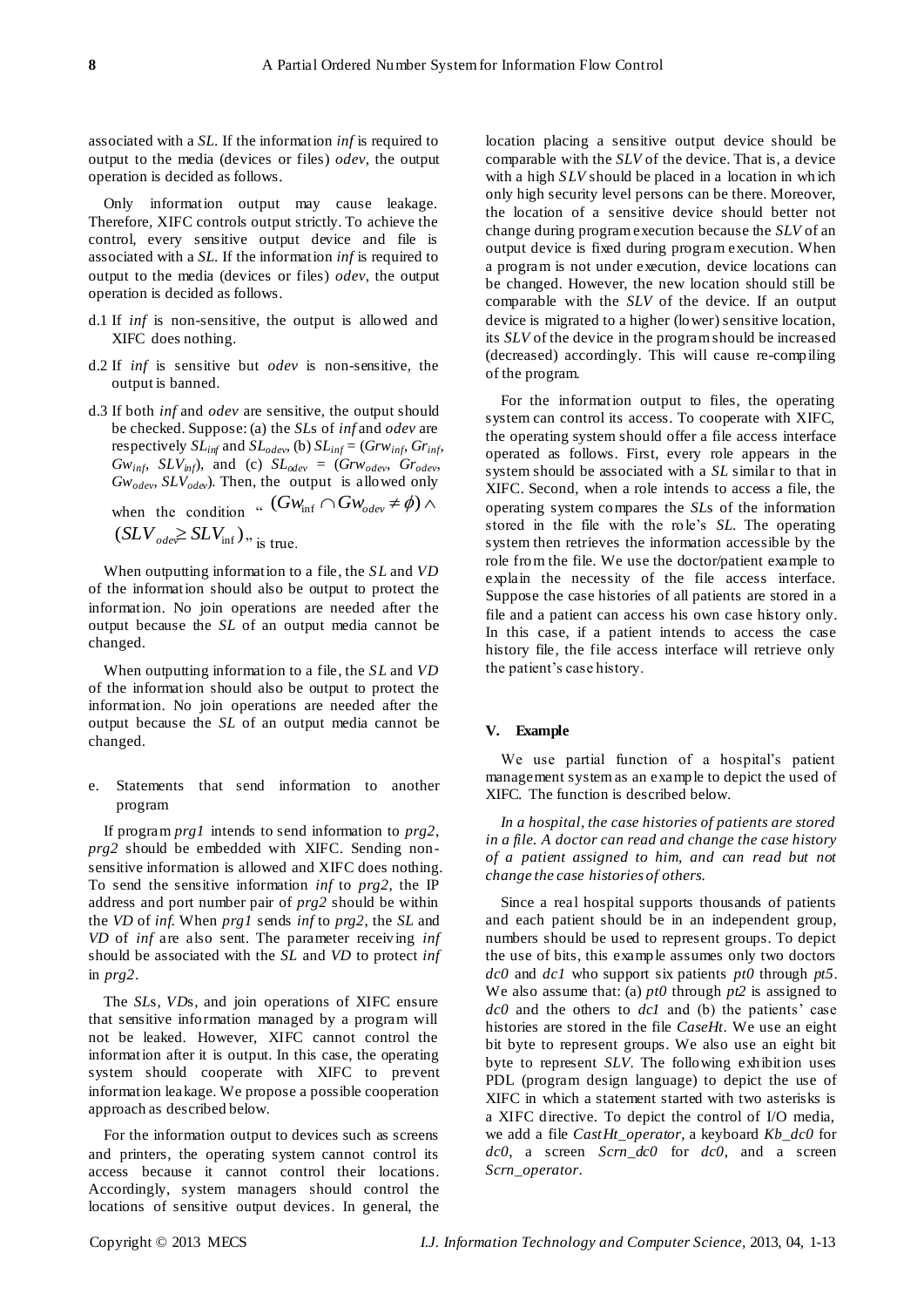associated with a *SL*. If the information *inf* is required to output to the media (devices or files) *odev*, the output operation is decided as follows.

Only information output may cause leakage. Therefore, XIFC controls output strictly. To achieve the control, every sensitive output device and file is associated with a *SL*. If the information *inf* is required to output to the media (devices or files) *odev*, the output operation is decided as follows.

d.1 If *inf* is non-sensitive, the output is allowed and XIFC does nothing.

d.2 If *inf* is sensitive but *odev* is non-sensitive, the output is banned.

d.3 If both *inf* and *odev* are sensitive, the output should be checked. Suppose: (a) the *SL*s of *inf* and *odev* are respectively $SL_{inf}$ and $SL_{odev}$, (b) $SL_{inf} = (Grw_{inf}, Gr_{inf}, Gw_{inf}, SLV_{inf})$, and (c) $SL_{odev} = (Grw_{odev}, Gr_{odev}, Gw_{odev}, SLV_{odev})$. Then, the output is allowed only when the condition " $(Gw_{\inf} \cap Gw_{odev} \neq \phi) \wedge (SLV_{odev} \geq SLV_{\inf})$ " is true.

When outputting information to a file, the *SL* and *VD* of the information should also be output to protect the information. No join operations are needed after the output because the *SL* of an output media cannot be changed.

When outputting information to a file, the *SL* and *VD* of the information should also be output to protect the information. No join operations are needed after the output because the *SL* of an output media cannot be changed.

e. Statements that send information to another program

If program *prg1* intends to send information to *prg2*, *prg2* should be embedded with XIFC. Sending non-sensitive information is allowed and XIFC does nothing. To send the sensitive information *inf* to *prg2*, the IP address and port number pair of *prg2* should be within the *VD* of *inf*. When *prg1* sends *inf* to *prg2*, the *SL* and *VD* of *inf* are also sent. The parameter receiving *inf* should be associated with the *SL* and *VD* to protect *inf* in *prg2*.

The *SL*s, *VD*s, and join operations of XIFC ensure that sensitive information managed by a program will not be leaked. However, XIFC cannot control the information after it is output. In this case, the operating system should cooperate with XIFC to prevent information leakage. We propose a possible cooperation approach as described below.

For the information output to devices such as screens and printers, the operating system cannot control its access because it cannot control their locations. Accordingly, system managers should control the locations of sensitive output devices. In general, the location placing a sensitive output device should be comparable with the *SLV* of the device. That is, a device with a high *SLV* should be placed in a location in which only high security level persons can be there. Moreover, the location of a sensitive device should better not change during program execution because the *SLV* of an output device is fixed during program execution. When a program is not under execution, device locations can be changed. However, the new location should still be comparable with the *SLV* of the device. If an output device is migrated to a higher (lower) sensitive location, its *SLV* of the device in the program should be increased (decreased) accordingly. This will cause re-compiling of the program.

For the information output to files, the operating system can control its access. To cooperate with XIFC, the operating system should offer a file access interface operated as follows. First, every role appears in the system should be associated with a *SL* similar to that in XIFC. Second, when a role intends to access a file, the operating system compares the *SL*s of the information stored in the file with the role's *SL*. The operating system then retrieves the information accessible by the role from the file. We use the doctor/patient example to explain the necessity of the file access interface. Suppose the case histories of all patients are stored in a file and a patient can access his own case history only. In this case, if a patient intends to access the case history file, the file access interface will retrieve only the patient's case history.

## V. Example

We use partial function of a hospital's patient management system as an example to depict the used of XIFC. The function is described below.

*In a hospital, the case histories of patients are stored in a file. A doctor can read and change the case history of a patient assigned to him, and can read but not change the case histories of others.*

Since a real hospital supports thousands of patients and each patient should be in an independent group, numbers should be used to represent groups. To depict the use of bits, this example assumes only two doctors *dc0* and *dc1* who support six patients *pt0* through *pt5*. We also assume that: (a) *pt0* through *pt2* is assigned to *dc0* and the others to *dc1* and (b) the patients' case histories are stored in the file *CaseHt*. We use an eight bit byte to represent groups. We also use an eight bit byte to represent *SLV*. The following exhibition uses PDL (program design language) to depict the use of XIFC in which a statement started with two asterisks is a XIFC directive. To depict the control of I/O media, we add a file *CastHt_operator*, a keyboard *Kb_dc0* for *dc0*, a screen *Scrn_dc0* for *dc0*, and a screen *Scrn_operator*.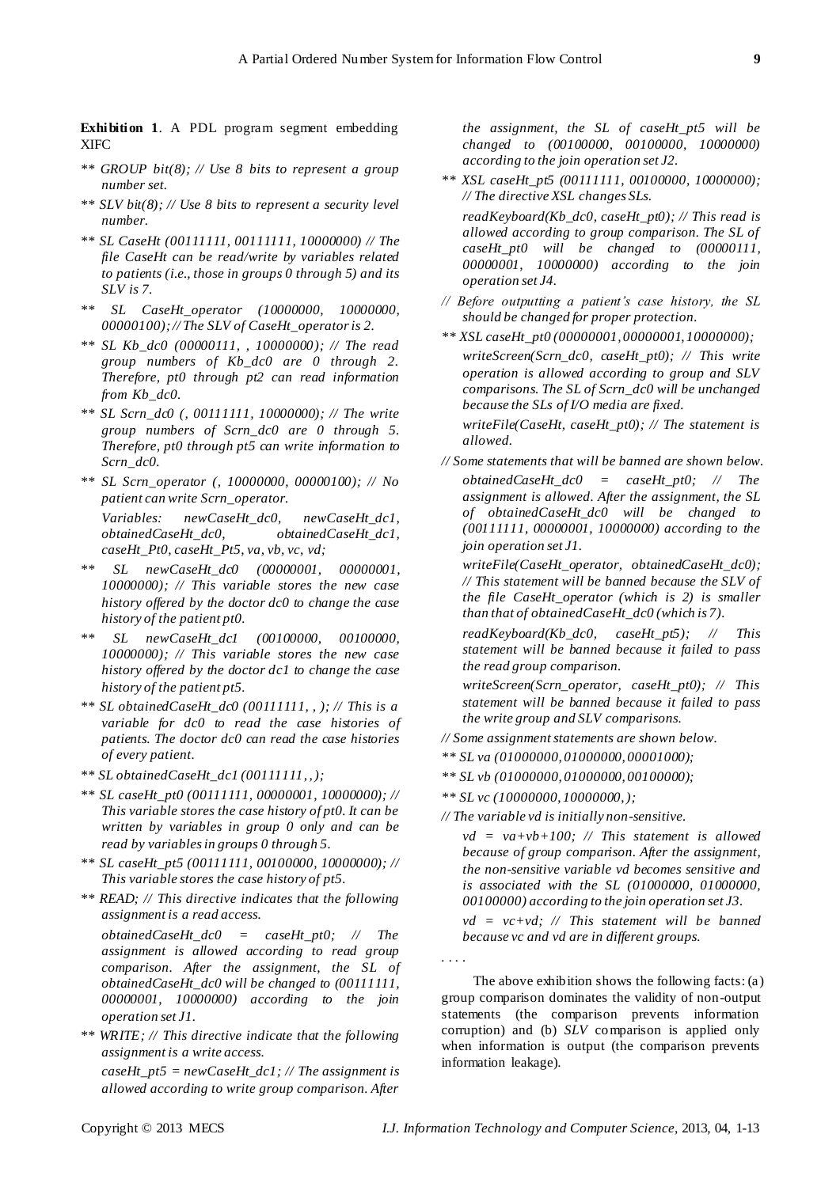**Exhibition 1**. A PDL program segment embedding XIFC

```
** GROUP bit(8); // Use 8 bits to represent a group number set.

** SLV bit(8); // Use 8 bits to represent a security level number.

** SL CaseHt (00111111, 00111111, 10000000) // The file CaseHt can be read/write by variables related to patients (i.e., those in groups 0 through 5) and its SLV is 7.

** SL CaseHt_operator (10000000, 10000000, 00000100); // The SLV of CaseHt_operator is 2.

** SL Kb_dc0 (00000111, , 10000000); // The read group numbers of Kb_dc0 are 0 through 2. Therefore, pt0 through pt2 can read information from Kb_dc0.

** SL Scrn_dc0 (, 00111111, 10000000); // The write group numbers of Scrn_dc0 are 0 through 5. Therefore, pt0 through pt5 can write information to Scrn_dc0.

** SL Scrn_operator (, 10000000, 00000100); // No patient can write Scrn_operator.

   Variables: newCaseHt_dc0, newCaseHt_dc1, obtainedCaseHt_dc0, obtainedCaseHt_dc1, caseHt_Pt0, caseHt_Pt5, va, vb, vc, vd;

** SL newCaseHt_dc0 (00000001, 00000001, 10000000); // This variable stores the new case history offered by the doctor dc0 to change the case history of the patient pt0.

** SL newCaseHt_dc1 (00100000, 00100000, 10000000); // This variable stores the new case history offered by the doctor dc1 to change the case history of the patient pt5.

** SL obtainedCaseHt_dc0 (00111111, , ); // This is a variable for dc0 to read the case histories of patients. The doctor dc0 can read the case histories of every patient.

** SL obtainedCaseHt_dc1 (00111111, , );

** SL caseHt_pt0 (00111111, 00000001, 10000000); // This variable stores the case history of pt0. It can be written by variables in group 0 only and can be read by variables in groups 0 through 5.

** SL caseHt_pt5 (00111111, 00100000, 10000000); // This variable stores the case history of pt5.

** READ; // This directive indicates that the following assignment is a read access.

   obtainedCaseHt_dc0 = caseHt_pt0; // The assignment is allowed according to read group comparison. After the assignment, the SL of obtainedCaseHt_dc0 will be changed to (00111111, 00000001, 10000000) according to the join operation set J1.

** WRITE; // This directive indicate that the following assignment is a write access.

   caseHt_pt5 = newCaseHt_dc1; // The assignment is allowed according to write group comparison. After the assignment, the SL of caseHt_pt5 will be changed to (00100000, 00100000, 10000000) according to the join operation set J2.

** XSL caseHt_pt5 (00111111, 00100000, 10000000); // The directive XSL changes SLs.

   readKeyboard(Kb_dc0, caseHt_pt0); // This read is allowed according to group comparison. The SL of caseHt_pt0 will be changed to (00000111, 00000001, 10000000) according to the join operation set J4.

// Before outputting a patient's case history, the SL should be changed for proper protection.

** XSL caseHt_pt0 (00000001, 00000001, 10000000);

   writeScreen(Scrn_dc0, caseHt_pt0); // This write operation is allowed according to group and SLV comparisons. The SL of Scrn_dc0 will be unchanged because the SLs of I/O media are fixed.

   writeFile(CaseHt, caseHt_pt0); // The statement is allowed.

// Some statements that will be banned are shown below.

   obtainedCaseHt_dc0 = caseHt_pt0; // The assignment is allowed. After the assignment, the SL of obtainedCaseHt_dc0 will be changed to (00111111, 00000001, 10000000) according to the join operation set J1.

   writeFile(CaseHt_operator, obtainedCaseHt_dc0); // This statement will be banned because the SLV of the file CaseHt_operator (which is 2) is smaller than that of obtainedCaseHt_dc0 (which is 7).

   readKeyboard(Kb_dc0, caseHt_pt5); // This statement will be banned because it failed to pass the read group comparison.

   writeScreen(Scrn_operator, caseHt_pt0); // This statement will be banned because it failed to pass the write group and SLV comparisons.

// Some assignment statements are shown below.

** SL va (01000000, 01000000, 00001000);

** SL vb (01000000, 01000000, 00100000);

** SL vc (10000000, 10000000, );

// The variable vd is initially non-sensitive.

   vd = va+vb+100; // This statement is allowed because of group comparison. After the assignment, the non-sensitive variable vd becomes sensitive and is associated with the SL (01000000, 01000000, 00100000) according to the join operation set J3.

   vd = vc+vd; // This statement will be banned because vc and vd are in different groups.

. . . .
```

The above exhibition shows the following facts: (a) group comparison dominates the validity of non-output statements (the comparison prevents information corruption) and (b) *SLV* comparison is applied only when information is output (the comparison prevents information leakage).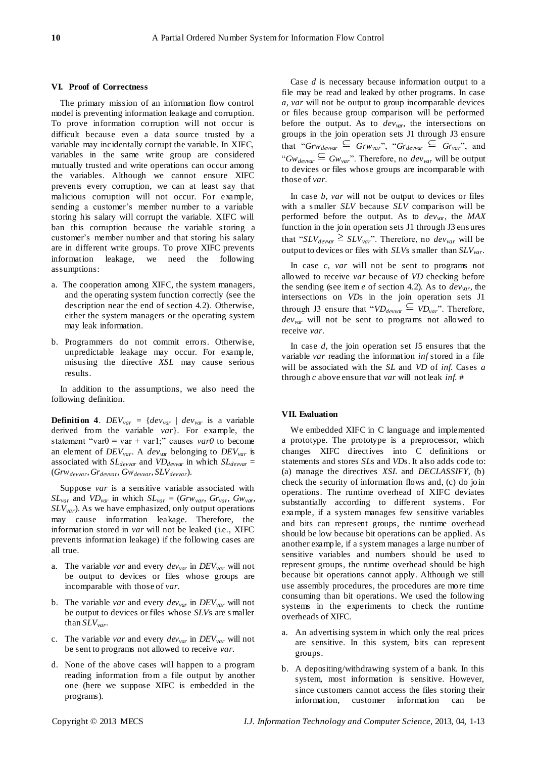### VI. Proof of Correctness

The primary mission of an information flow control model is preventing information leakage and corruption. To prove information corruption will not occur is difficult because even a data source trusted by a variable may incidentally corrupt the variable. In XIFC, variables in the same write group are considered mutually trusted and write operations can occur among the variables. Although we cannot ensure XIFC prevents every corruption, we can at least say that malicious corruption will not occur. For example, sending a customer's member number to a variable storing his salary will corrupt the variable. XIFC will ban this corruption because the variable storing a customer's member number and that storing his salary are in different write groups. To prove XIFC prevents information leakage, we need the following assumptions:

a. The cooperation among XIFC, the system managers, and the operating system function correctly (see the description near the end of section 4.2). Otherwise, either the system managers or the operating system may leak information.

b. Programmers do not commit errors. Otherwise, unpredictable leakage may occur. For example, misusing the directive *XSL* may cause serious results.

In addition to the assumptions, we also need the following definition.

**Definition 4**. $DEV_{var}$ = {$dev_{var}$ | $dev_{var}$ is a variable derived from the variable *var*}. For example, the statement "var0 = var + var1;" causes *var0* to become an element of $DEV_{var}$. A $dev_{var}$ belonging to $DEV_{var}$ is associated with $SL_{devvar}$ and $VD_{devvar}$ in which $SL_{devvar}$ = ($Grw_{devvar}$, $Gr_{devvar}$, $Gw_{devvar}$, $SLV_{devvar}$).

Suppose *var* is a sensitive variable associated with $SL_{var}$ and $VD_{var}$ in which $SL_{var}$ = ($Grw_{var}$, $Gr_{var}$, $Gw_{var}$, $SLV_{var}$). As we have emphasized, only output operations may cause information leakage. Therefore, the information stored in *var* will not be leaked (i.e., XIFC prevents information leakage) if the following cases are all true.

a. The variable *var* and every $dev_{var}$ in $DEV_{var}$ will not be output to devices or files whose groups are incomparable with those of *var*.

b. The variable *var* and every $dev_{var}$ in $DEV_{var}$ will not be output to devices or files whose *SLV*s are smaller than $SLV_{var}$.

c. The variable *var* and every $dev_{var}$ in $DEV_{var}$ will not be sent to programs not allowed to receive *var*.

d. None of the above cases will happen to a program reading information from a file output by another one (here we suppose XIFC is embedded in the programs).

Case *d* is necessary because information output to a file may be read and leaked by other programs. In case *a*, *var* will not be output to group incomparable devices or files because group comparison will be performed before the output. As to $dev_{var}$, the intersections on groups in the join operation sets J1 through J3 ensure that "$Grw_{devvar} \subseteq Grw_{var}$", "$Gr_{devvar} \subseteq Gr_{var}$", and "$Gw_{devvar} \subseteq Gw_{var}$". Therefore, no $dev_{var}$ will be output to devices or files whose groups are incomparable with those of *var*.

In case *b*, *var* will not be output to devices or files with a smaller *SLV* because *SLV* comparison will be performed before the output. As to $dev_{var}$, the *MAX* function in the join operation sets J1 through J3 ensures that "$SLV_{devvar} \geq SLV_{var}$". Therefore, no $dev_{var}$ will be output to devices or files with *SLV*s smaller than $SLV_{var}$.

In case *c*, *var* will not be sent to programs not allowed to receive *var* because of *VD* checking before the sending (see item *e* of section 4.2). As to $dev_{var}$, the intersections on *VD*s in the join operation sets J1 through J3 ensure that "$VD_{devvar} \subseteq VD_{var}$". Therefore, $dev_{var}$ will not be sent to programs not allowed to receive *var*.

In case *d*, the join operation set J5 ensures that the variable *var* reading the information *inf* stored in a file will be associated with the *SL* and *VD* of *inf*. Cases *a* through *c* above ensure that *var* will not leak *inf*. #

### VII. Evaluation

We embedded XIFC in C language and implemented a prototype. The prototype is a preprocessor, which changes XIFC directives into C definitions or statements and stores *SL*s and *VD*s. It also adds code to: (a) manage the directives *XSL* and *DECLASSIFY*, (b) check the security of information flows and, (c) do join operations. The runtime overhead of XIFC deviates substantially according to different systems. For example, if a system manages few sensitive variables and bits can represent groups, the runtime overhead should be low because bit operations can be applied. As another example, if a system manages a large number of sensitive variables and numbers should be used to represent groups, the runtime overhead should be high because bit operations cannot apply. Although we still use assembly procedures, the procedures are more time consuming than bit operations. We used the following systems in the experiments to check the runtime overheads of XIFC.

a. An advertising system in which only the real prices are sensitive. In this system, bits can represent groups.

b. A depositing/withdrawing system of a bank. In this system, most information is sensitive. However, since customers cannot access the files storing their information, customer information can be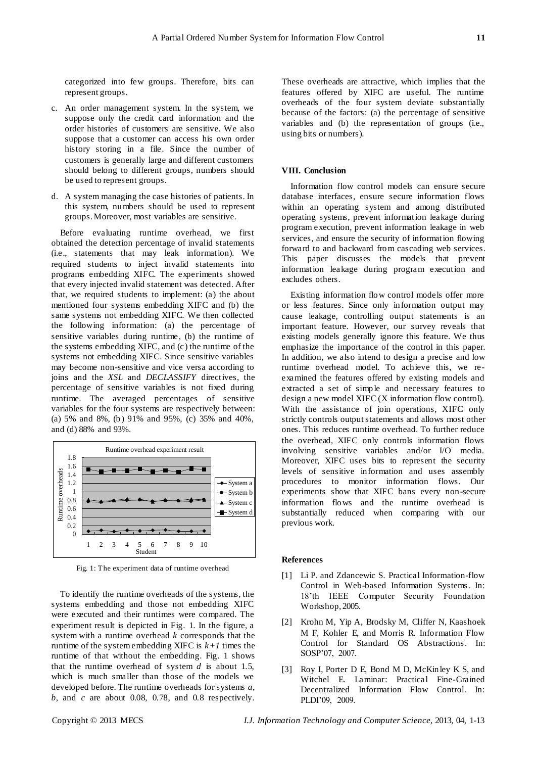categorized into few groups. Therefore, bits can represent groups.

c. An order management system. In the system, we suppose only the credit card information and the order histories of customers are sensitive. We also suppose that a customer can access his own order history storing in a file. Since the number of customers is generally large and different customers should belong to different groups, numbers should be used to represent groups.

d. A system managing the case histories of patients. In this system, numbers should be used to represent groups. Moreover, most variables are sensitive.

Before evaluating runtime overhead, we first obtained the detection percentage of invalid statements (i.e., statements that may leak information). We required students to inject invalid statements into programs embedding XIFC. The experiments showed that every injected invalid statement was detected. After that, we required students to implement: (a) the about mentioned four systems embedding XIFC and (b) the same systems not embedding XIFC. We then collected the following information: (a) the percentage of sensitive variables during runtime, (b) the runtime of the systems embedding XIFC, and (c) the runtime of the systems not embedding XIFC. Since sensitive variables may become non-sensitive and vice versa according to joins and the *XSL* and *DECLASSIFY* directives, the percentage of sensitive variables is not fixed during runtime. The averaged percentages of sensitive variables for the four systems are respectively between: (a) 5% and 8%, (b) 91% and 95%, (c) 35% and 40%, and (d) 88% and 93%.

Runtime overhead experiment result

Runtime overheads

1.8
1.6
1.4
1.2
1
0.8
0.6
0.4
0.2
0

1 2 3 4 5 6 7 8 9 10

Student

System a
System b
System c
System d

Fig. 1: The experiment data of runtime overhead

To identify the runtime overheads of the systems, the systems embedding and those not embedding XIFC were executed and their runtimes were compared. The experiment result is depicted in Fig. 1. In the figure, a system with a runtime overhead $k$ corresponds that the runtime of the system embedding XIFC is $k+1$ times the runtime of that without the embedding. Fig. 1 shows that the runtime overhead of system $d$ is about 1.5, which is much smaller than those of the models we developed before. The runtime overheads for systems $a$, $b$, and $c$ are about 0.08, 0.78, and 0.8 respectively. These overheads are attractive, which implies that the features offered by XIFC are useful. The runtime overheads of the four system deviate substantially because of the factors: (a) the percentage of sensitive variables and (b) the representation of groups (i.e., using bits or numbers).

## VIII. Conclusion

Information flow control models can ensure secure database interfaces, ensure secure information flows within an operating system and among distributed operating systems, prevent information leakage during program execution, prevent information leakage in web services, and ensure the security of information flowing forward to and backward from cascading web services. This paper discusses the models that prevent information leakage during program execution and excludes others.

Existing information flow control models offer more or less features. Since only information output may cause leakage, controlling output statements is an important feature. However, our survey reveals that existing models generally ignore this feature. We thus emphasize the importance of the control in this paper. In addition, we also intend to design a precise and low runtime overhead model. To achieve this, we re-examined the features offered by existing models and extracted a set of simple and necessary features to design a new model XIFC (X information flow control). With the assistance of join operations, XIFC only strictly controls output statements and allows most other ones. This reduces runtime overhead. To further reduce the overhead, XIFC only controls information flows involving sensitive variables and/or I/O media. Moreover, XIFC uses bits to represent the security levels of sensitive information and uses assembly procedures to monitor information flows. Our experiments show that XIFC bans every non-secure information flows and the runtime overhead is substantially reduced when comparing with our previous work.

## References

[1] Li P. and Zdancewic S. Practical Information-flow Control in Web-based Information Systems. In: 18'th IEEE Computer Security Foundation Workshop, 2005.

[2] Krohn M, Yip A, Brodsky M, Cliffer N, Kaashoek M F, Kohler E, and Morris R. Information Flow Control for Standard OS Abstractions. In: SOSP'07, 2007.

[3] Roy I, Porter D E, Bond M D, McKinley K S, and Witchel E. Laminar: Practical Fine-Grained Decentralized Information Flow Control. In: PLDI'09, 2009.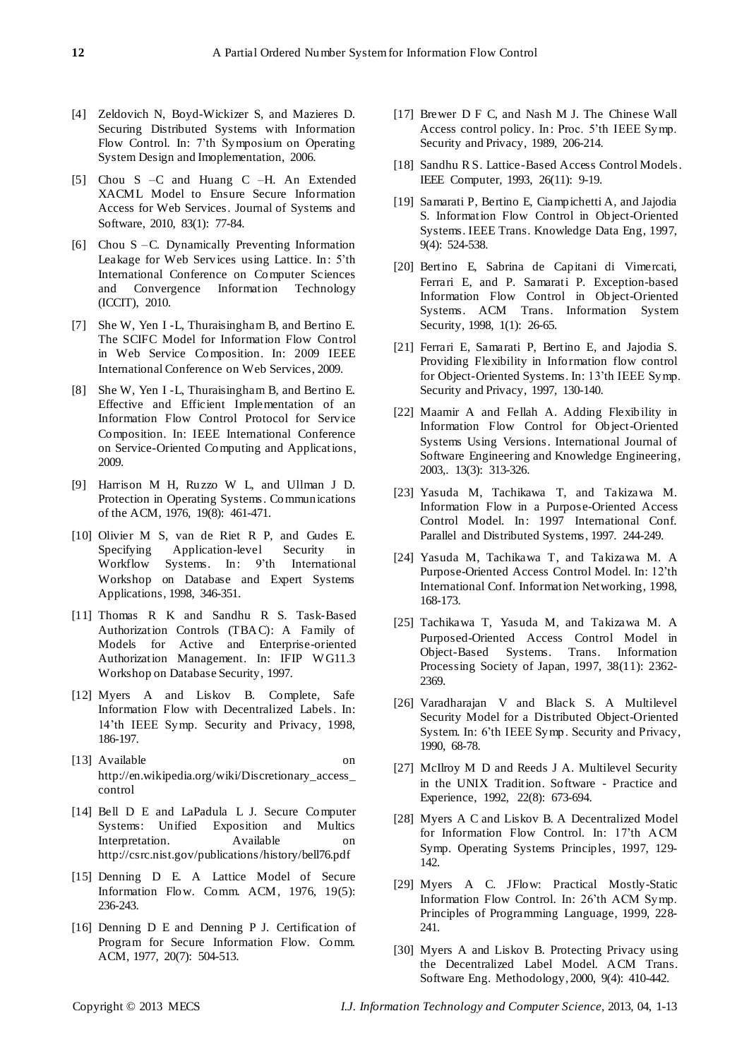[4] Zeldovich N, Boyd-Wickizer S, and Mazieres D. Securing Distributed Systems with Information Flow Control. In: 7'th Symposium on Operating System Design and Imoplementation, 2006.

[5] Chou S –C and Huang C –H. An Extended XACML Model to Ensure Secure Information Access for Web Services. Journal of Systems and Software, 2010, 83(1): 77-84.

[6] Chou S –C. Dynamically Preventing Information Leakage for Web Services using Lattice. In: 5'th International Conference on Computer Sciences and Convergence Information Technology (ICCIT), 2010.

[7] She W, Yen I -L, Thuraisingham B, and Bertino E. The SCIFC Model for Information Flow Control in Web Service Composition. In: 2009 IEEE International Conference on Web Services, 2009.

[8] She W, Yen I -L, Thuraisingham B, and Bertino E. Effective and Efficient Implementation of an Information Flow Control Protocol for Service Composition. In: IEEE International Conference on Service-Oriented Computing and Applications, 2009.

[9] Harrison M H, Ruzzo W L, and Ullman J D. Protection in Operating Systems. Communications of the ACM, 1976, 19(8): 461-471.

[10] Olivier M S, van de Riet R P, and Gudes E. Specifying Application-level Security in Workflow Systems. In: 9'th International Workshop on Database and Expert Systems Applications, 1998, 346-351.

[11] Thomas R K and Sandhu R S. Task-Based Authorization Controls (TBAC): A Family of Models for Active and Enterprise-oriented Authorization Management. In: IFIP WG11.3 Workshop on Database Security, 1997.

[12] Myers A and Liskov B. Complete, Safe Information Flow with Decentralized Labels. In: 14'th IEEE Symp. Security and Privacy, 1998, 186-197.

[13] Available on http://en.wikipedia.org/wiki/Discretionary_access_control

[14] Bell D E and LaPadula L J. Secure Computer Systems: Unified Exposition and Multics Interpretation. Available on http://csrc.nist.gov/publications/history/bell76.pdf

[15] Denning D E. A Lattice Model of Secure Information Flow. Comm. ACM, 1976, 19(5): 236-243.

[16] Denning D E and Denning P J. Certification of Program for Secure Information Flow. Comm. ACM, 1977, 20(7): 504-513.

[17] Brewer D F C, and Nash M J. The Chinese Wall Access control policy. In: Proc. 5'th IEEE Symp. Security and Privacy, 1989, 206-214.

[18] Sandhu R S. Lattice-Based Access Control Models. IEEE Computer, 1993, 26(11): 9-19.

[19] Samarati P, Bertino E, Ciampichetti A, and Jajodia S. Information Flow Control in Object-Oriented Systems. IEEE Trans. Knowledge Data Eng, 1997, 9(4): 524-538.

[20] Bertino E, Sabrina de Capitani di Vimercati, Ferrari E, and P. Samarati P. Exception-based Information Flow Control in Object-Oriented Systems. ACM Trans. Information System Security, 1998, 1(1): 26-65.

[21] Ferrari E, Samarati P, Bertino E, and Jajodia S. Providing Flexibility in Information flow control for Object-Oriented Systems. In: 13'th IEEE Symp. Security and Privacy, 1997, 130-140.

[22] Maamir A and Fellah A. Adding Flexibility in Information Flow Control for Object-Oriented Systems Using Versions. International Journal of Software Engineering and Knowledge Engineering, 2003,. 13(3): 313-326.

[23] Yasuda M, Tachikawa T, and Takizawa M. Information Flow in a Purpose-Oriented Access Control Model. In: 1997 International Conf. Parallel and Distributed Systems, 1997. 244-249.

[24] Yasuda M, Tachikawa T, and Takizawa M. A Purpose-Oriented Access Control Model. In: 12'th International Conf. Information Networking, 1998, 168-173.

[25] Tachikawa T, Yasuda M, and Takizawa M. A Purposed-Oriented Access Control Model in Object-Based Systems. Trans. Information Processing Society of Japan, 1997, 38(11): 2362-2369.

[26] Varadharajan V and Black S. A Multilevel Security Model for a Distributed Object-Oriented System. In: 6'th IEEE Symp. Security and Privacy, 1990, 68-78.

[27] McIlroy M D and Reeds J A. Multilevel Security in the UNIX Tradition. Software - Practice and Experience, 1992, 22(8): 673-694.

[28] Myers A C and Liskov B. A Decentralized Model for Information Flow Control. In: 17'th ACM Symp. Operating Systems Principles, 1997, 129-142.

[29] Myers A C. JFlow: Practical Mostly-Static Information Flow Control. In: 26'th ACM Symp. Principles of Programming Language, 1999, 228-241.

[30] Myers A and Liskov B. Protecting Privacy using the Decentralized Label Model. ACM Trans. Software Eng. Methodology, 2000, 9(4): 410-442.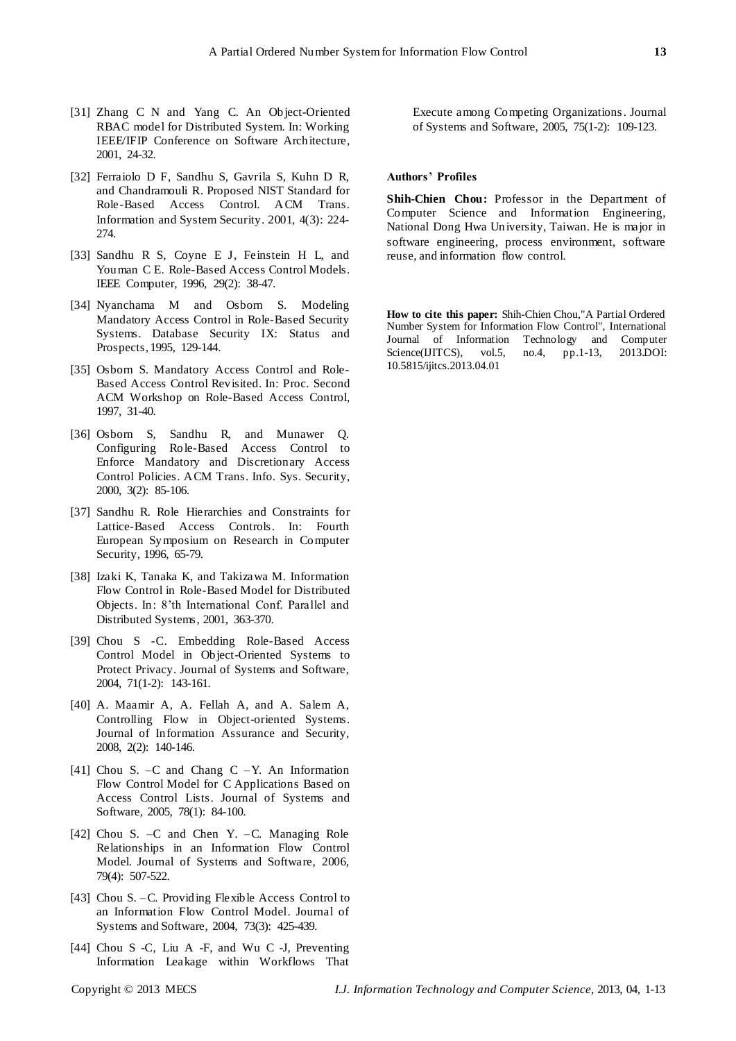[31] Zhang C N and Yang C. An Object-Oriented RBAC model for Distributed System. In: Working IEEE/IFIP Conference on Software Architecture, 2001, 24-32.

[32] Ferraiolo D F, Sandhu S, Gavrila S, Kuhn D R, and Chandramouli R. Proposed NIST Standard for Role-Based Access Control. ACM Trans. Information and System Security. 2001, 4(3): 224-274.

[33] Sandhu R S, Coyne E J, Feinstein H L, and Youman C E. Role-Based Access Control Models. IEEE Computer, 1996, 29(2): 38-47.

[34] Nyanchama M and Osborn S. Modeling Mandatory Access Control in Role-Based Security Systems. Database Security IX: Status and Prospects, 1995, 129-144.

[35] Osborn S. Mandatory Access Control and Role-Based Access Control Revisited. In: Proc. Second ACM Workshop on Role-Based Access Control, 1997, 31-40.

[36] Osborn S, Sandhu R, and Munawer Q. Configuring Role-Based Access Control to Enforce Mandatory and Discretionary Access Control Policies. ACM Trans. Info. Sys. Security, 2000, 3(2): 85-106.

[37] Sandhu R. Role Hierarchies and Constraints for Lattice-Based Access Controls. In: Fourth European Symposium on Research in Computer Security, 1996, 65-79.

[38] Izaki K, Tanaka K, and Takizawa M. Information Flow Control in Role-Based Model for Distributed Objects. In: 8'th International Conf. Parallel and Distributed Systems, 2001, 363-370.

[39] Chou S -C. Embedding Role-Based Access Control Model in Object-Oriented Systems to Protect Privacy. Journal of Systems and Software, 2004, 71(1-2): 143-161.

[40] A. Maamir A, A. Fellah A, and A. Salem A, Controlling Flow in Object-oriented Systems. Journal of Information Assurance and Security, 2008, 2(2): 140-146.

[41] Chou S. –C and Chang C –Y. An Information Flow Control Model for C Applications Based on Access Control Lists. Journal of Systems and Software, 2005, 78(1): 84-100.

[42] Chou S. –C and Chen Y. –C. Managing Role Relationships in an Information Flow Control Model. Journal of Systems and Software, 2006, 79(4): 507-522.

[43] Chou S. –C. Providing Flexible Access Control to an Information Flow Control Model. Journal of Systems and Software, 2004, 73(3): 425-439.

[44] Chou S -C, Liu A -F, and Wu C -J, Preventing Information Leakage within Workflows That Execute among Competing Organizations. Journal of Systems and Software, 2005, 75(1-2): 109-123.

**Authors' Profiles**

**Shih-Chien Chou:** Professor in the Department of Computer Science and Information Engineering, National Dong Hwa University, Taiwan. He is major in software engineering, process environment, software reuse, and information flow control.

**How to cite this paper:** Shih-Chien Chou,"A Partial Ordered Number System for Information Flow Control", International Journal of Information Technology and Computer Science(IJITCS), vol.5, no.4, pp.1-13, 2013.DOI: 10.5815/ijitcs.2013.04.01